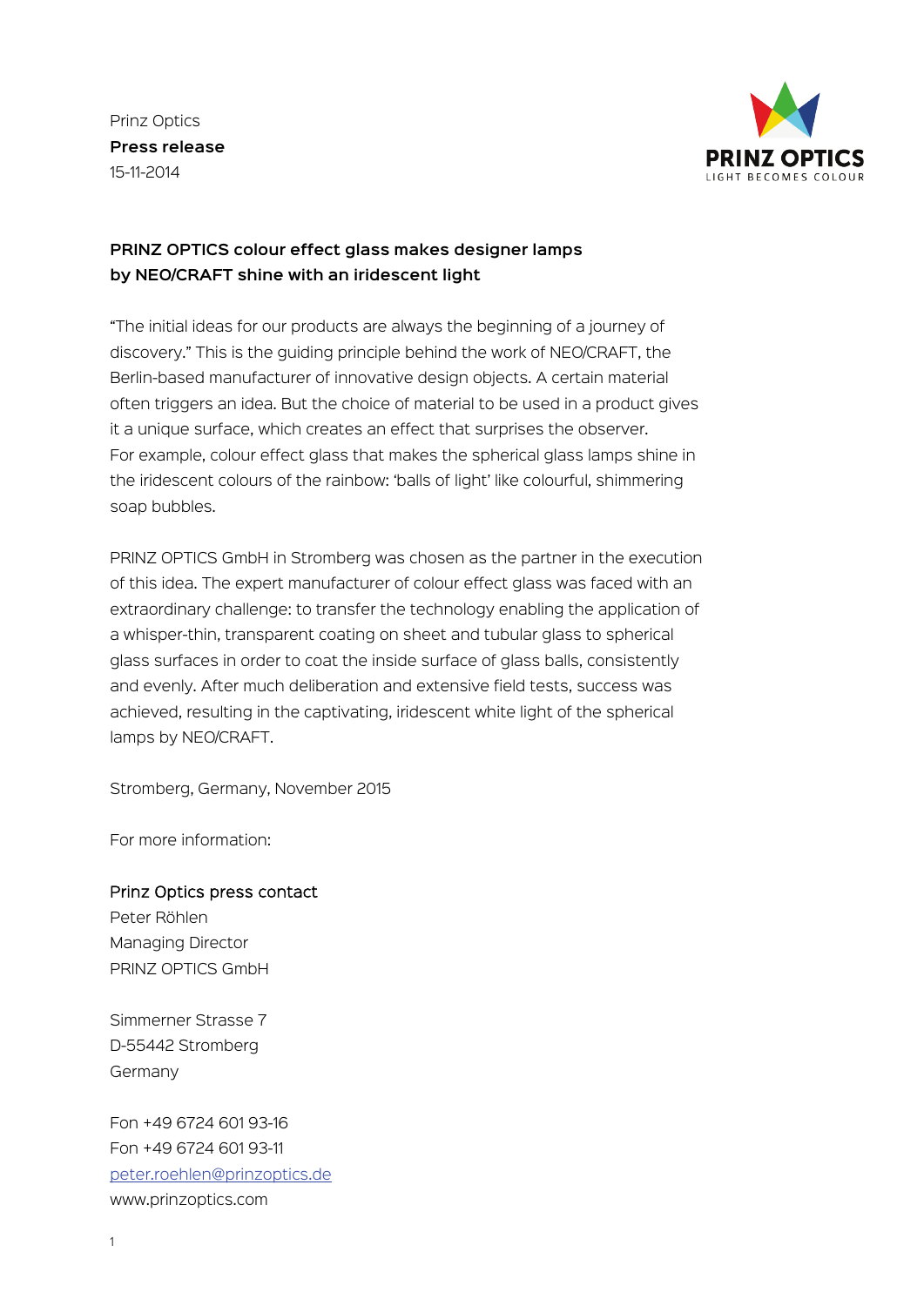Prinz Optics
**Press release**
15-11-2014

PRINZ OPTICS
LIGHT BECOMES COLOUR

**PRINZ OPTICS colour effect glass makes designer lamps by NEO/CRAFT shine with an iridescent light**

"The initial ideas for our products are always the beginning of a journey of discovery." This is the guiding principle behind the work of NEO/CRAFT, the Berlin-based manufacturer of innovative design objects. A certain material often triggers an idea. But the choice of material to be used in a product gives it a unique surface, which creates an effect that surprises the observer. For example, colour effect glass that makes the spherical glass lamps shine in the iridescent colours of the rainbow: 'balls of light' like colourful, shimmering soap bubbles.

PRINZ OPTICS GmbH in Stromberg was chosen as the partner in the execution of this idea. The expert manufacturer of colour effect glass was faced with an extraordinary challenge: to transfer the technology enabling the application of a whisper-thin, transparent coating on sheet and tubular glass to spherical glass surfaces in order to coat the inside surface of glass balls, consistently and evenly. After much deliberation and extensive field tests, success was achieved, resulting in the captivating, iridescent white light of the spherical lamps by NEO/CRAFT.

Stromberg, Germany, November 2015

For more information:

Prinz Optics press contact
Peter Röhlen
Managing Director
PRINZ OPTICS GmbH

Simmerner Strasse 7
D-55442 Stromberg
Germany

Fon +49 6724 601 93-16
Fon +49 6724 601 93-11
peter.roehlen@prinzoptics.de
www.prinzoptics.com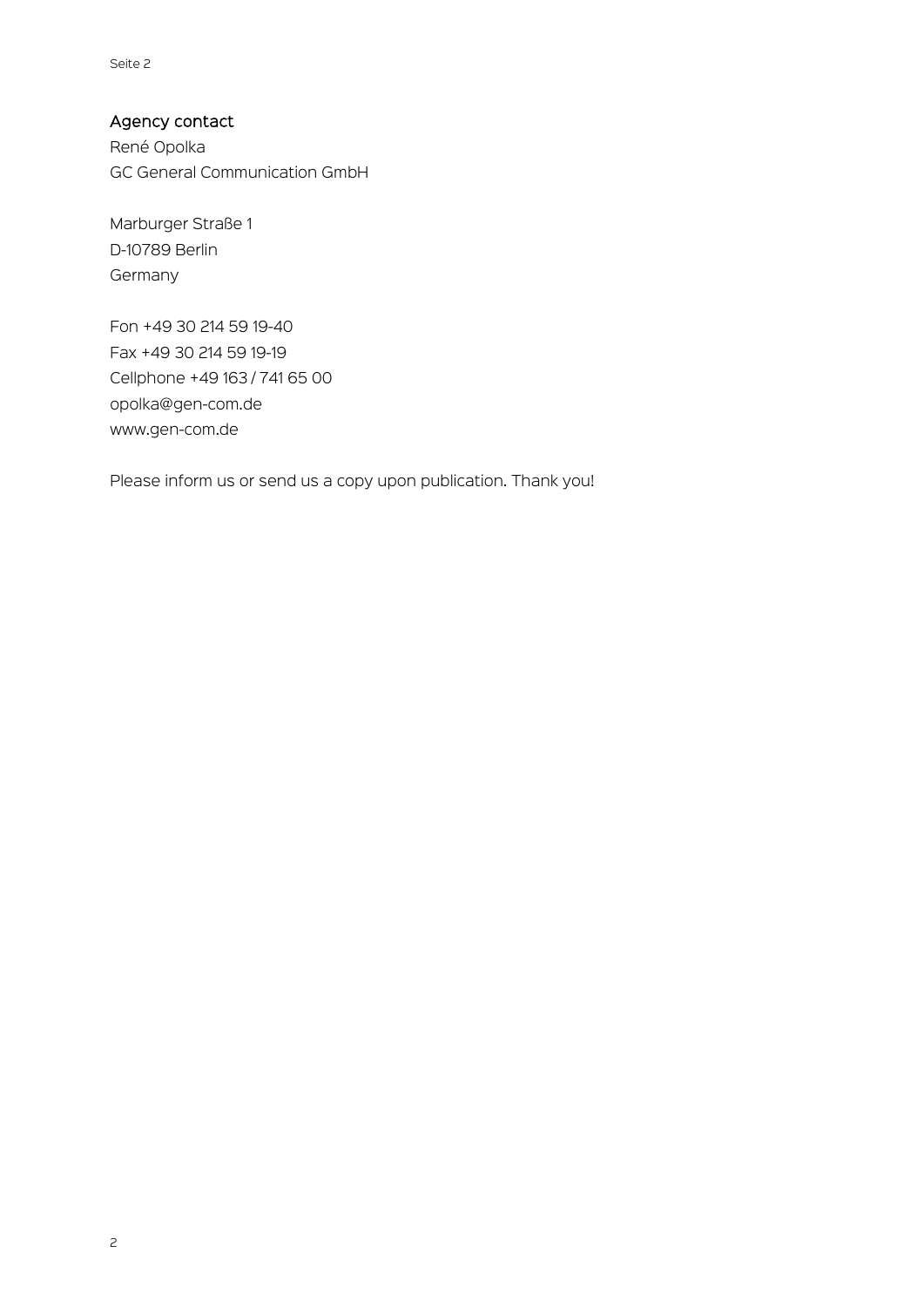## Agency contact

René Opolka
GC General Communication GmbH

Marburger Straße 1
D-10789 Berlin
Germany

Fon +49 30 214 59 19-40
Fax +49 30 214 59 19-19
Cellphone +49 163 / 741 65 00
opolka@gen-com.de
www.gen-com.de

Please inform us or send us a copy upon publication. Thank you!